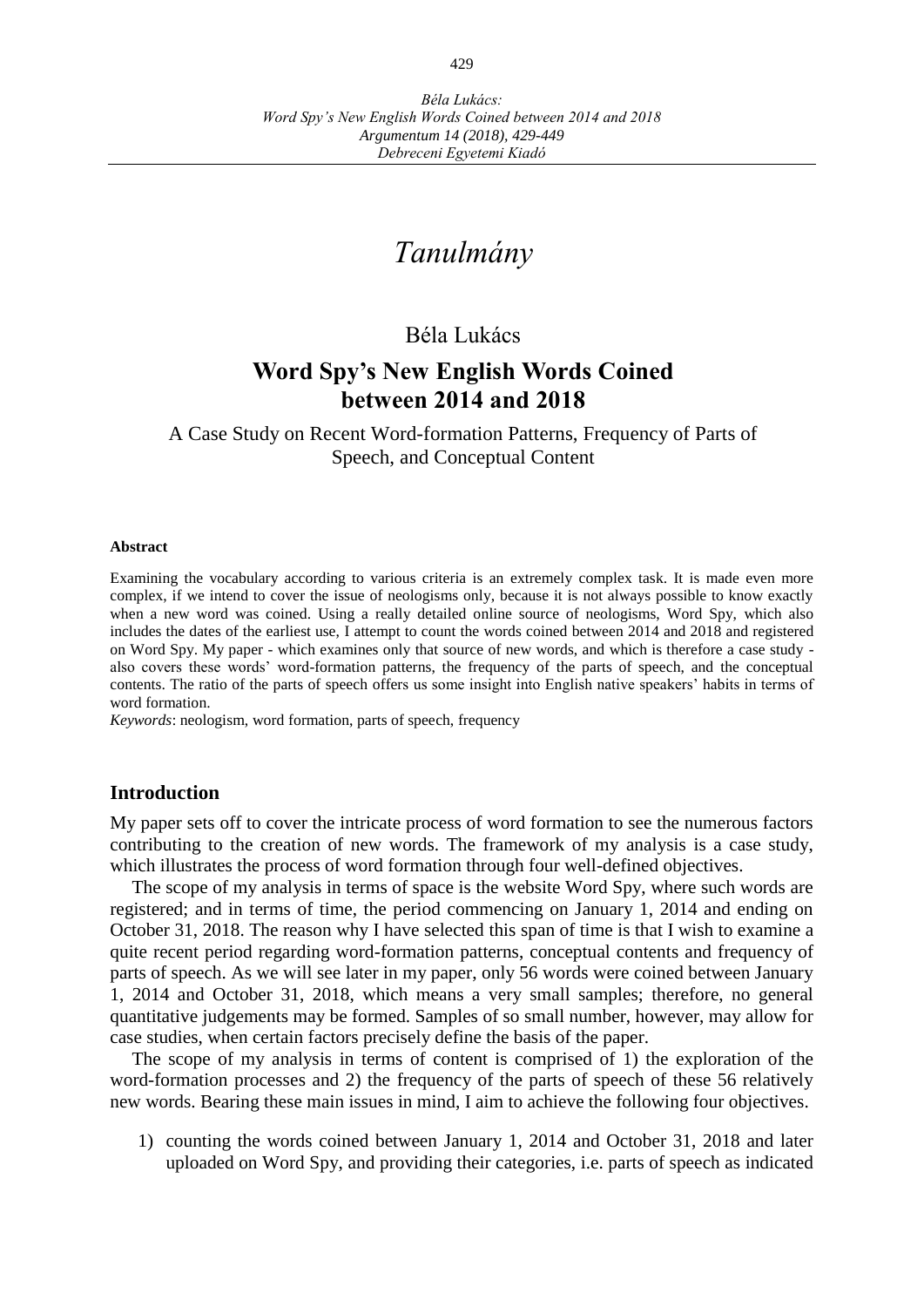# *Tanulmány*

Béla Lukács

## Word Spy's New English Words Coined between 2014 and 2018

A Case Study on Recent Word-formation Patterns, Frequency of Parts of Speech, and Conceptual Content

**Abstract**

Examining the vocabulary according to various criteria is an extremely complex task. It is made even more complex, if we intend to cover the issue of neologisms only, because it is not always possible to know exactly when a new word was coined. Using a really detailed online source of neologisms, Word Spy, which also includes the dates of the earliest use, I attempt to count the words coined between 2014 and 2018 and registered on Word Spy. My paper - which examines only that source of new words, and which is therefore a case study - also covers these words' word-formation patterns, the frequency of the parts of speech, and the conceptual contents. The ratio of the parts of speech offers us some insight into English native speakers' habits in terms of word formation.

*Keywords*: neologism, word formation, parts of speech, frequency

### Introduction

My paper sets off to cover the intricate process of word formation to see the numerous factors contributing to the creation of new words. The framework of my analysis is a case study, which illustrates the process of word formation through four well-defined objectives.

The scope of my analysis in terms of space is the website Word Spy, where such words are registered; and in terms of time, the period commencing on January 1, 2014 and ending on October 31, 2018. The reason why I have selected this span of time is that I wish to examine a quite recent period regarding word-formation patterns, conceptual contents and frequency of parts of speech. As we will see later in my paper, only 56 words were coined between January 1, 2014 and October 31, 2018, which means a very small samples; therefore, no general quantitative judgements may be formed. Samples of so small number, however, may allow for case studies, when certain factors precisely define the basis of the paper.

The scope of my analysis in terms of content is comprised of 1) the exploration of the word-formation processes and 2) the frequency of the parts of speech of these 56 relatively new words. Bearing these main issues in mind, I aim to achieve the following four objectives.

1) counting the words coined between January 1, 2014 and October 31, 2018 and later uploaded on Word Spy, and providing their categories, i.e. parts of speech as indicated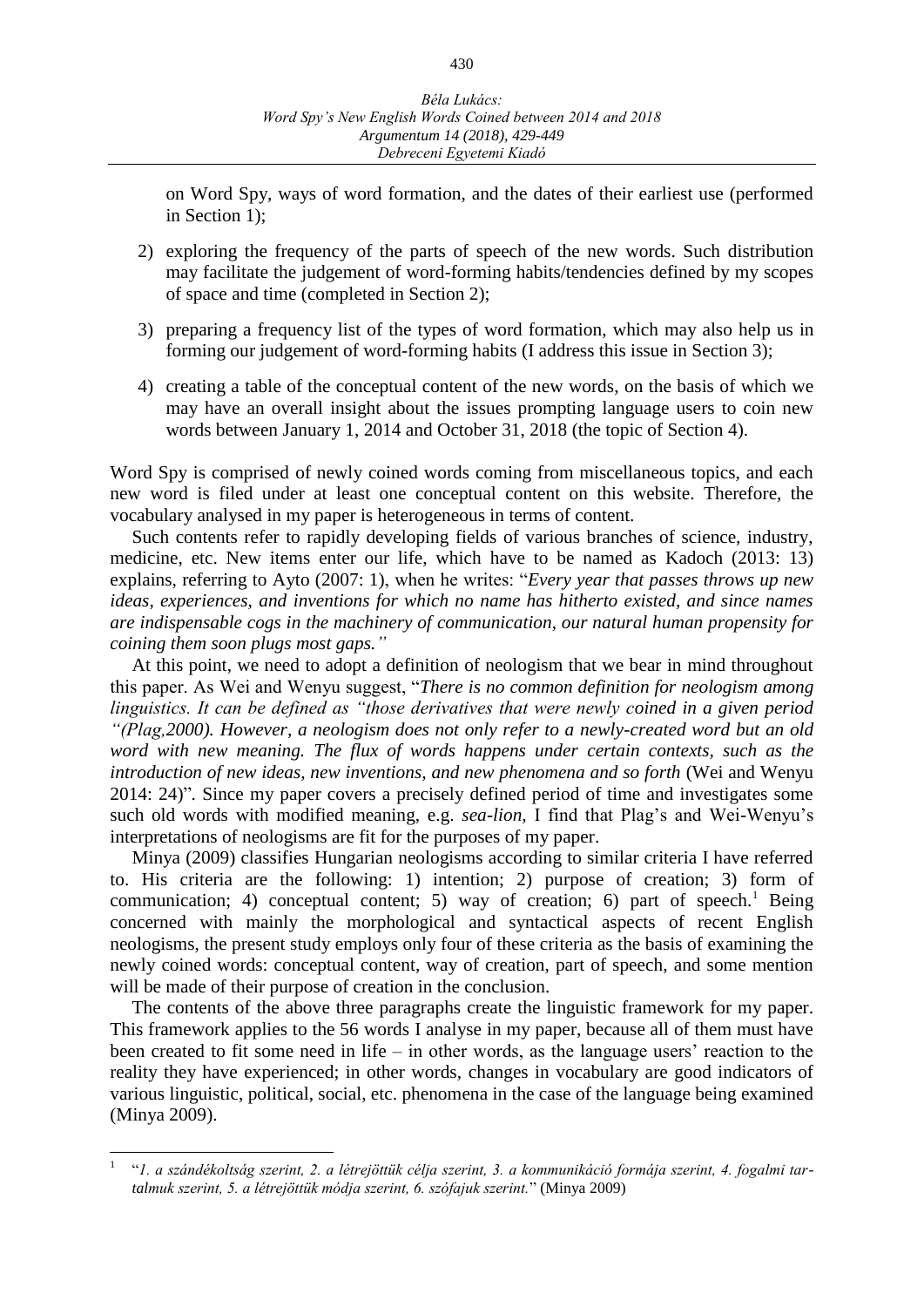on Word Spy, ways of word formation, and the dates of their earliest use (performed in Section 1);

2) exploring the frequency of the parts of speech of the new words. Such distribution may facilitate the judgement of word-forming habits/tendencies defined by my scopes of space and time (completed in Section 2);

3) preparing a frequency list of the types of word formation, which may also help us in forming our judgement of word-forming habits (I address this issue in Section 3);

4) creating a table of the conceptual content of the new words, on the basis of which we may have an overall insight about the issues prompting language users to coin new words between January 1, 2014 and October 31, 2018 (the topic of Section 4).

Word Spy is comprised of newly coined words coming from miscellaneous topics, and each new word is filed under at least one conceptual content on this website. Therefore, the vocabulary analysed in my paper is heterogeneous in terms of content.

Such contents refer to rapidly developing fields of various branches of science, industry, medicine, etc. New items enter our life, which have to be named as Kadoch (2013: 13) explains, referring to Ayto (2007: 1), when he writes: "*Every year that passes throws up new ideas, experiences, and inventions for which no name has hitherto existed, and since names are indispensable cogs in the machinery of communication, our natural human propensity for coining them soon plugs most gaps.*"

At this point, we need to adopt a definition of neologism that we bear in mind throughout this paper. As Wei and Wenyu suggest, "*There is no common definition for neologism among linguistics. It can be defined as "those derivatives that were newly coined in a given period "(Plag,2000). However, a neologism does not only refer to a newly-created word but an old word with new meaning. The flux of words happens under certain contexts, such as the introduction of new ideas, new inventions, and new phenomena and so forth* (Wei and Wenyu 2014: 24)". Since my paper covers a precisely defined period of time and investigates some such old words with modified meaning, e.g. *sea-lion*, I find that Plag's and Wei-Wenyu's interpretations of neologisms are fit for the purposes of my paper.

Minya (2009) classifies Hungarian neologisms according to similar criteria I have referred to. His criteria are the following: 1) intention; 2) purpose of creation; 3) form of communication; 4) conceptual content; 5) way of creation; 6) part of speech.[1] Being concerned with mainly the morphological and syntactical aspects of recent English neologisms, the present study employs only four of these criteria as the basis of examining the newly coined words: conceptual content, way of creation, part of speech, and some mention will be made of their purpose of creation in the conclusion.

The contents of the above three paragraphs create the linguistic framework for my paper. This framework applies to the 56 words I analyse in my paper, because all of them must have been created to fit some need in life – in other words, as the language users' reaction to the reality they have experienced; in other words, changes in vocabulary are good indicators of various linguistic, political, social, etc. phenomena in the case of the language being examined (Minya 2009).

---

[1] "*1. a szándékoltság szerint, 2. a létrejöttük célja szerint, 3. a kommunikáció formája szerint, 4. fogalmi tartalmuk szerint, 5. a létrejöttük módja szerint, 6. szófajuk szerint.*" (Minya 2009)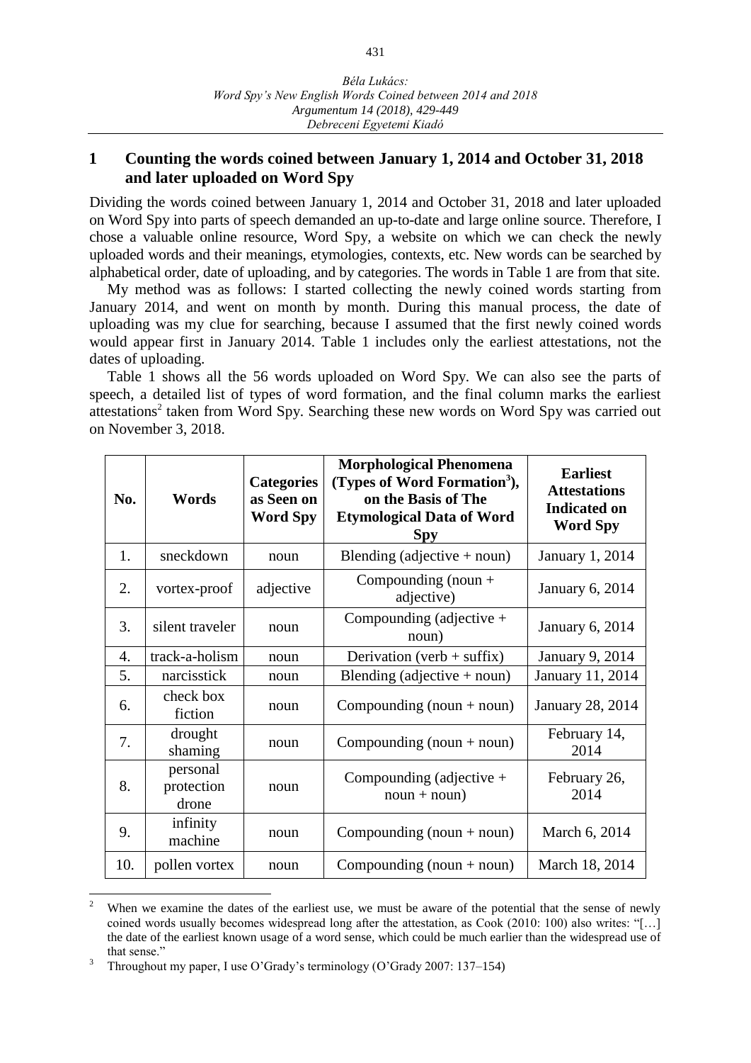## 1 Counting the words coined between January 1, 2014 and October 31, 2018 and later uploaded on Word Spy

Dividing the words coined between January 1, 2014 and October 31, 2018 and later uploaded on Word Spy into parts of speech demanded an up-to-date and large online source. Therefore, I chose a valuable online resource, Word Spy, a website on which we can check the newly uploaded words and their meanings, etymologies, contexts, etc. New words can be searched by alphabetical order, date of uploading, and by categories. The words in Table 1 are from that site.

My method was as follows: I started collecting the newly coined words starting from January 2014, and went on month by month. During this manual process, the date of uploading was my clue for searching, because I assumed that the first newly coined words would appear first in January 2014. Table 1 includes only the earliest attestations, not the dates of uploading.

Table 1 shows all the 56 words uploaded on Word Spy. We can also see the parts of speech, a detailed list of types of word formation, and the final column marks the earliest attestations[2] taken from Word Spy. Searching these new words on Word Spy was carried out on November 3, 2018.

| No. | Words | Categories as Seen on Word Spy | Morphological Phenomena (Types of Word Formation[3]), on the Basis of The Etymological Data of Word Spy | Earliest Attestations Indicated on Word Spy |
|---|---|---|---|---|
| 1. | sneckdown | noun | Blending (adjective + noun) | January 1, 2014 |
| 2. | vortex-proof | adjective | Compounding (noun + adjective) | January 6, 2014 |
| 3. | silent traveler | noun | Compounding (adjective + noun) | January 6, 2014 |
| 4. | track-a-holism | noun | Derivation (verb + suffix) | January 9, 2014 |
| 5. | narcisstick | noun | Blending (adjective + noun) | January 11, 2014 |
| 6. | check box fiction | noun | Compounding (noun + noun) | January 28, 2014 |
| 7. | drought shaming | noun | Compounding (noun + noun) | February 14, 2014 |
| 8. | personal protection drone | noun | Compounding (adjective + noun + noun) | February 26, 2014 |
| 9. | infinity machine | noun | Compounding (noun + noun) | March 6, 2014 |
| 10. | pollen vortex | noun | Compounding (noun + noun) | March 18, 2014 |

[2] When we examine the dates of the earliest use, we must be aware of the potential that the sense of newly coined words usually becomes widespread long after the attestation, as Cook (2010: 100) also writes: "[…] the date of the earliest known usage of a word sense, which could be much earlier than the widespread use of that sense."

[3] Throughout my paper, I use O'Grady's terminology (O'Grady 2007: 137–154)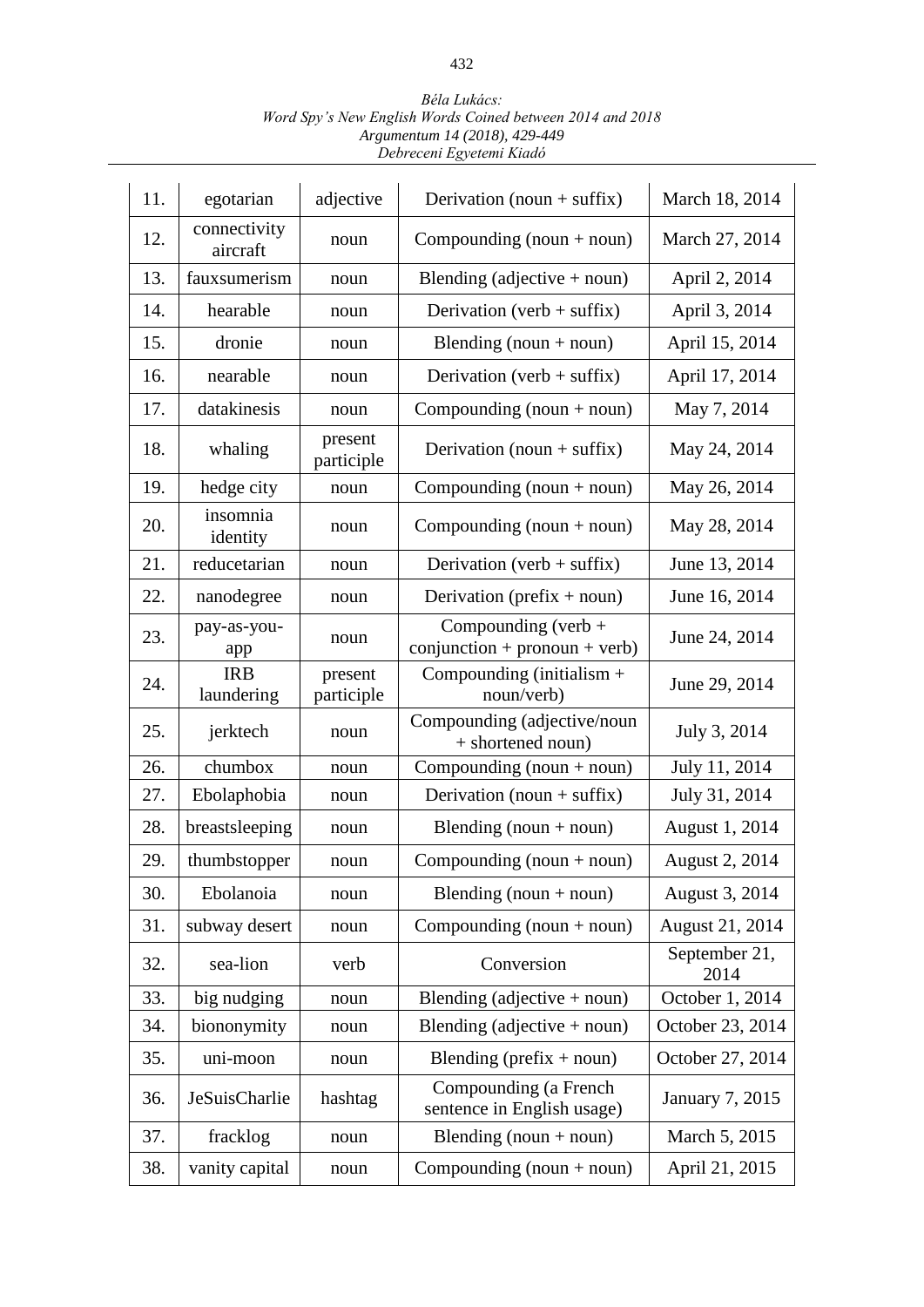| 11. | egotarian | adjective | Derivation (noun + suffix) | March 18, 2014 |
|---|---|---|---|---|
| 12. | connectivity aircraft | noun | Compounding (noun + noun) | March 27, 2014 |
| 13. | fauxsumerism | noun | Blending (adjective + noun) | April 2, 2014 |
| 14. | hearable | noun | Derivation (verb + suffix) | April 3, 2014 |
| 15. | dronie | noun | Blending (noun + noun) | April 15, 2014 |
| 16. | nearable | noun | Derivation (verb + suffix) | April 17, 2014 |
| 17. | datakinesis | noun | Compounding (noun + noun) | May 7, 2014 |
| 18. | whaling | present participle | Derivation (noun + suffix) | May 24, 2014 |
| 19. | hedge city | noun | Compounding (noun + noun) | May 26, 2014 |
| 20. | insomnia identity | noun | Compounding (noun + noun) | May 28, 2014 |
| 21. | reducetarian | noun | Derivation (verb + suffix) | June 13, 2014 |
| 22. | nanodegree | noun | Derivation (prefix + noun) | June 16, 2014 |
| 23. | pay-as-you-app | noun | Compounding (verb + conjunction + pronoun + verb) | June 24, 2014 |
| 24. | IRB laundering | present participle | Compounding (initialism + noun/verb) | June 29, 2014 |
| 25. | jerktech | noun | Compounding (adjective/noun + shortened noun) | July 3, 2014 |
| 26. | chumbox | noun | Compounding (noun + noun) | July 11, 2014 |
| 27. | Ebolaphobia | noun | Derivation (noun + suffix) | July 31, 2014 |
| 28. | breastsleeping | noun | Blending (noun + noun) | August 1, 2014 |
| 29. | thumbstopper | noun | Compounding (noun + noun) | August 2, 2014 |
| 30. | Ebolanoia | noun | Blending (noun + noun) | August 3, 2014 |
| 31. | subway desert | noun | Compounding (noun + noun) | August 21, 2014 |
| 32. | sea-lion | verb | Conversion | September 21, 2014 |
| 33. | big nudging | noun | Blending (adjective + noun) | October 1, 2014 |
| 34. | biononymity | noun | Blending (adjective + noun) | October 23, 2014 |
| 35. | uni-moon | noun | Blending (prefix + noun) | October 27, 2014 |
| 36. | JeSuisCharlie | hashtag | Compounding (a French sentence in English usage) | January 7, 2015 |
| 37. | fracklog | noun | Blending (noun + noun) | March 5, 2015 |
| 38. | vanity capital | noun | Compounding (noun + noun) | April 21, 2015 |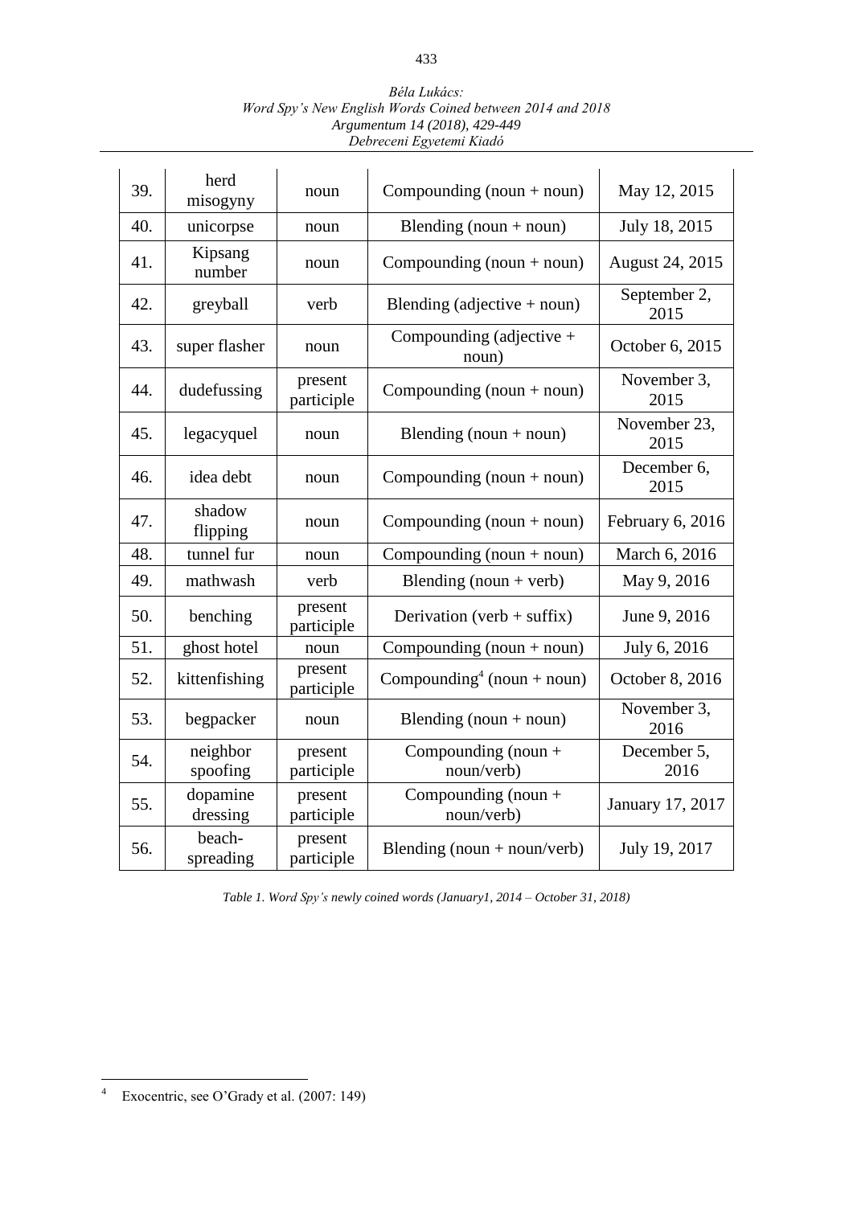| 39. | herd misogyny | noun | Compounding (noun + noun) | May 12, 2015 |
|---|---|---|---|---|
| 40. | unicorpse | noun | Blending (noun + noun) | July 18, 2015 |
| 41. | Kipsang number | noun | Compounding (noun + noun) | August 24, 2015 |
| 42. | greyball | verb | Blending (adjective + noun) | September 2, 2015 |
| 43. | super flasher | noun | Compounding (adjective + noun) | October 6, 2015 |
| 44. | dudefussing | present participle | Compounding (noun + noun) | November 3, 2015 |
| 45. | legacyquel | noun | Blending (noun + noun) | November 23, 2015 |
| 46. | idea debt | noun | Compounding (noun + noun) | December 6, 2015 |
| 47. | shadow flipping | noun | Compounding (noun + noun) | February 6, 2016 |
| 48. | tunnel fur | noun | Compounding (noun + noun) | March 6, 2016 |
| 49. | mathwash | verb | Blending (noun + verb) | May 9, 2016 |
| 50. | benching | present participle | Derivation (verb + suffix) | June 9, 2016 |
| 51. | ghost hotel | noun | Compounding (noun + noun) | July 6, 2016 |
| 52. | kittenfishing | present participle | Compounding[4] (noun + noun) | October 8, 2016 |
| 53. | begpacker | noun | Blending (noun + noun) | November 3, 2016 |
| 54. | neighbor spoofing | present participle | Compounding (noun + noun/verb) | December 5, 2016 |
| 55. | dopamine dressing | present participle | Compounding (noun + noun/verb) | January 17, 2017 |
| 56. | beach-spreading | present participle | Blending (noun + noun/verb) | July 19, 2017 |

*Table 1. Word Spy's newly coined words (January1, 2014 – October 31, 2018)*

[4] Exocentric, see O'Grady et al. (2007: 149)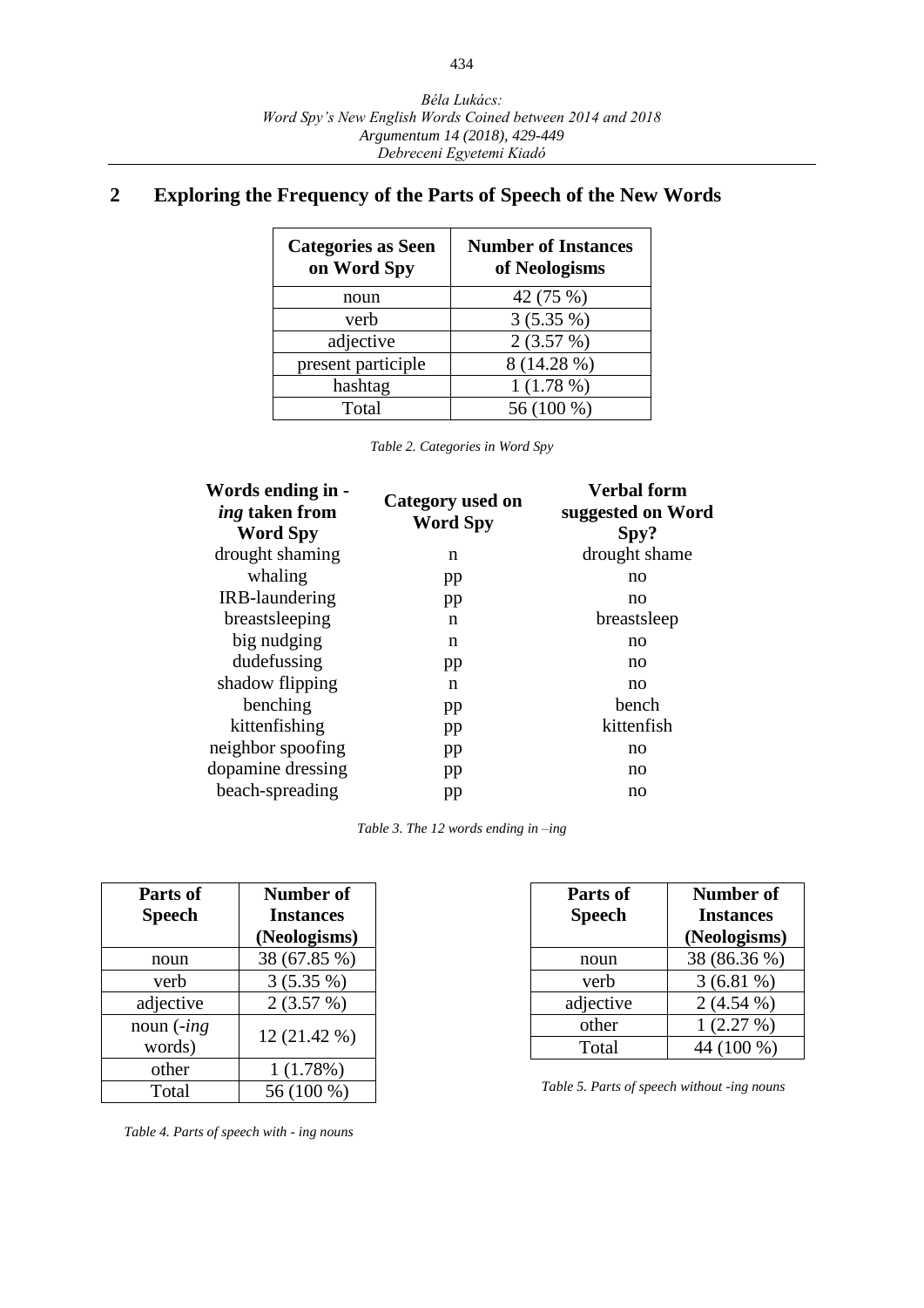## 2 Exploring the Frequency of the Parts of Speech of the New Words

| **Categories as Seen on Word Spy** | **Number of Instances of Neologisms** |
|---|---|
| noun | 42 (75 %) |
| verb | 3 (5.35 %) |
| adjective | 2 (3.57 %) |
| present participle | 8 (14.28 %) |
| hashtag | 1 (1.78 %) |
| Total | 56 (100 %) |

*Table 2. Categories in Word Spy*

| **Words ending in -*ing* taken from Word Spy** | **Category used on Word Spy** | **Verbal form suggested on Word Spy?** |
|---|---|---|
| drought shaming | n | drought shame |
| whaling | pp | no |
| IRB-laundering | pp | no |
| breastsleeping | n | breastsleep |
| big nudging | n | no |
| dudefussing | pp | no |
| shadow flipping | n | no |
| benching | pp | bench |
| kittenfishing | pp | kittenfish |
| neighbor spoofing | pp | no |
| dopamine dressing | pp | no |
| beach-spreading | pp | no |

*Table 3. The 12 words ending in –ing*

| **Parts of Speech** | **Number of Instances (Neologisms)** |
|---|---|
| noun | 38 (67.85 %) |
| verb | 3 (5.35 %) |
| adjective | 2 (3.57 %) |
| noun (-*ing* words) | 12 (21.42 %) |
| other | 1 (1.78%) |
| Total | 56 (100 %) |

*Table 4. Parts of speech with - ing nouns*

| **Parts of Speech** | **Number of Instances (Neologisms)** |
|---|---|
| noun | 38 (86.36 %) |
| verb | 3 (6.81 %) |
| adjective | 2 (4.54 %) |
| other | 1 (2.27 %) |
| Total | 44 (100 %) |

*Table 5. Parts of speech without -ing nouns*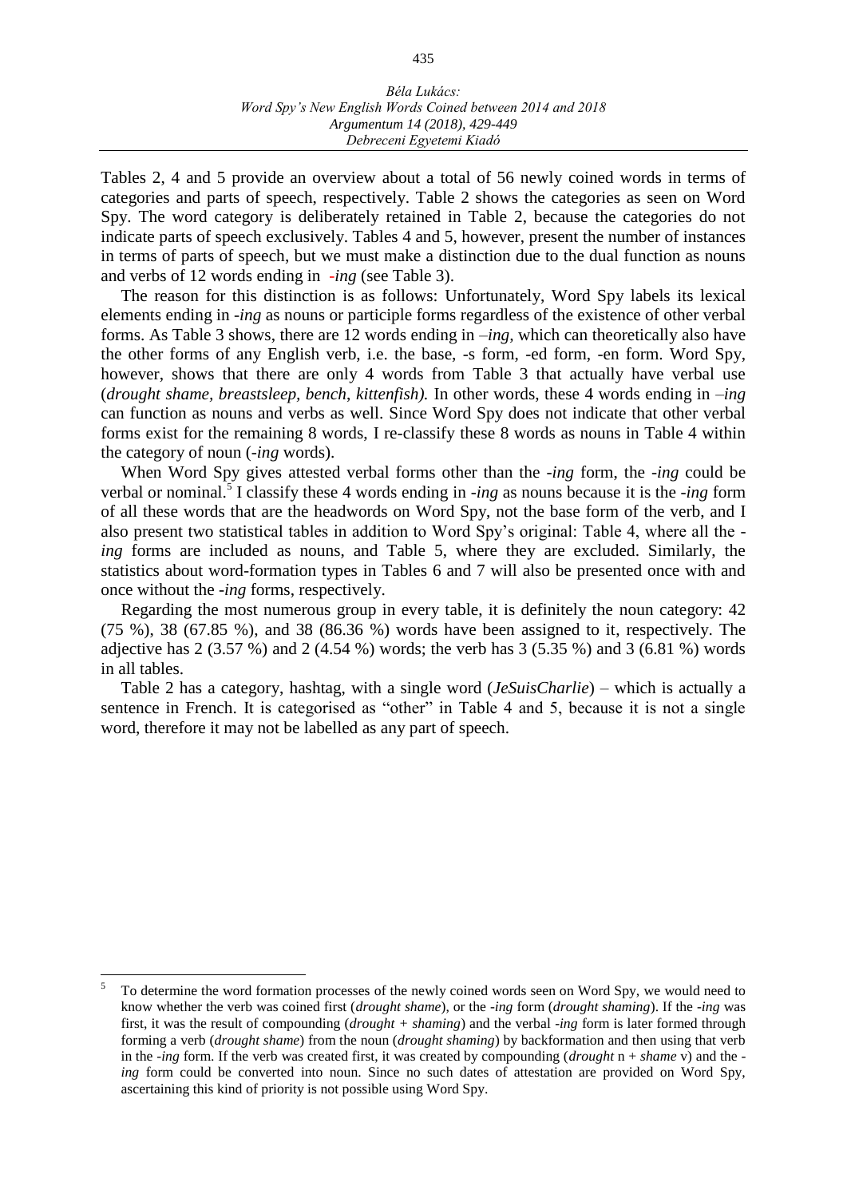Tables 2, 4 and 5 provide an overview about a total of 56 newly coined words in terms of categories and parts of speech, respectively. Table 2 shows the categories as seen on Word Spy. The word category is deliberately retained in Table 2, because the categories do not indicate parts of speech exclusively. Tables 4 and 5, however, present the number of instances in terms of parts of speech, but we must make a distinction due to the dual function as nouns and verbs of 12 words ending in *-ing* (see Table 3).

The reason for this distinction is as follows: Unfortunately, Word Spy labels its lexical elements ending in *-ing* as nouns or participle forms regardless of the existence of other verbal forms. As Table 3 shows, there are 12 words ending in *–ing,* which can theoretically also have the other forms of any English verb, i.e. the base, -s form, -ed form, -en form. Word Spy, however, shows that there are only 4 words from Table 3 that actually have verbal use (*drought shame, breastsleep, bench, kittenfish).* In other words, these 4 words ending in *–ing* can function as nouns and verbs as well. Since Word Spy does not indicate that other verbal forms exist for the remaining 8 words, I re-classify these 8 words as nouns in Table 4 within the category of noun (*-ing* words).

When Word Spy gives attested verbal forms other than the *-ing* form, the *-ing* could be verbal or nominal.[5] I classify these 4 words ending in *-ing* as nouns because it is the *-ing* form of all these words that are the headwords on Word Spy, not the base form of the verb, and I also present two statistical tables in addition to Word Spy's original: Table 4, where all the *-ing* forms are included as nouns, and Table 5, where they are excluded. Similarly, the statistics about word-formation types in Tables 6 and 7 will also be presented once with and once without the *-ing* forms, respectively.

Regarding the most numerous group in every table, it is definitely the noun category: 42 (75 %), 38 (67.85 %), and 38 (86.36 %) words have been assigned to it, respectively. The adjective has 2 (3.57 %) and 2 (4.54 %) words; the verb has 3 (5.35 %) and 3 (6.81 %) words in all tables.

Table 2 has a category, hashtag, with a single word (*JeSuisCharlie*) – which is actually a sentence in French. It is categorised as "other" in Table 4 and 5, because it is not a single word, therefore it may not be labelled as any part of speech.

---

[5] To determine the word formation processes of the newly coined words seen on Word Spy, we would need to know whether the verb was coined first (*drought shame*), or the *-ing* form (*drought shaming*). If the *-ing* was first, it was the result of compounding (*drought + shaming*) and the verbal *-ing* form is later formed through forming a verb (*drought shame*) from the noun (*drought shaming*) by backformation and then using that verb in the *-ing* form. If the verb was created first, it was created by compounding (*drought* n + *shame* v) and the *-ing* form could be converted into noun. Since no such dates of attestation are provided on Word Spy, ascertaining this kind of priority is not possible using Word Spy.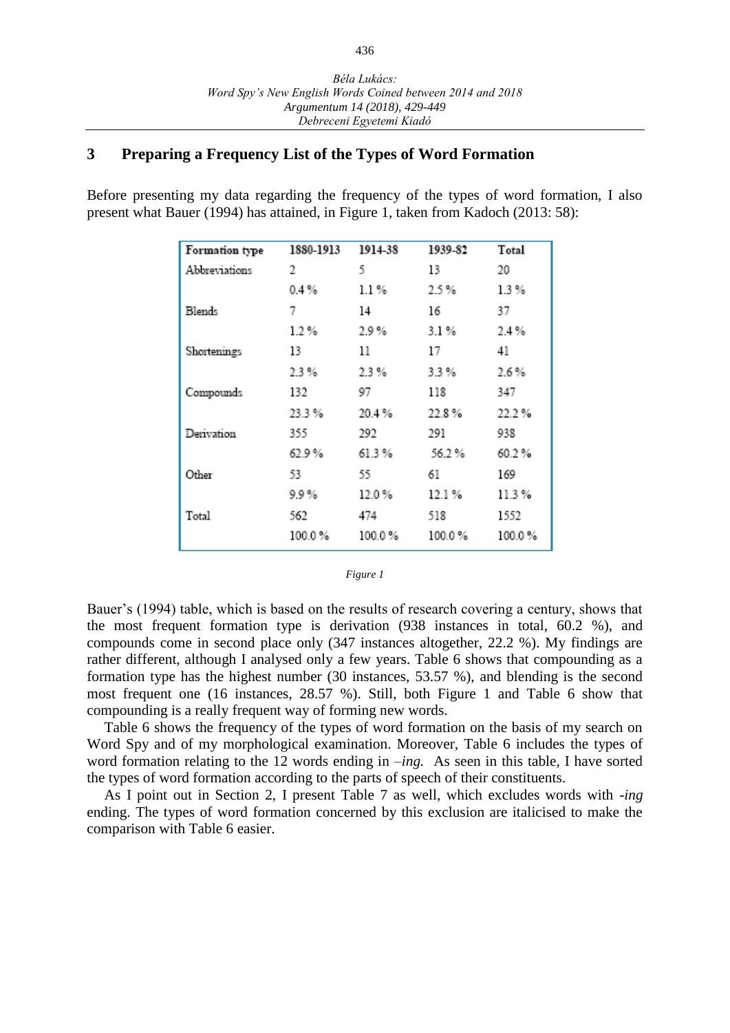## 3 Preparing a Frequency List of the Types of Word Formation

Before presenting my data regarding the frequency of the types of word formation, I also present what Bauer (1994) has attained, in Figure 1, taken from Kadoch (2013: 58):

| Formation type | 1880-1913 | 1914-38 | 1939-82 | Total |
|---|---|---|---|---|
| Abbreviations | 2 | 5 | 13 | 20 |
| | 0.4 % | 1.1 % | 2.5 % | 1.3 % |
| Blends | 7 | 14 | 16 | 37 |
| | 1.2 % | 2.9 % | 3.1 % | 2.4 % |
| Shortenings | 13 | 11 | 17 | 41 |
| | 2.3 % | 2.3 % | 3.3 % | 2.6 % |
| Compounds | 132 | 97 | 118 | 347 |
| | 23.3 % | 20.4 % | 22.8 % | 22.2 % |
| Derivation | 355 | 292 | 291 | 938 |
| | 62.9 % | 61.3 % | 56.2 % | 60.2 % |
| Other | 53 | 55 | 61 | 169 |
| | 9.9 % | 12.0 % | 12.1 % | 11.3 % |
| Total | 562 | 474 | 518 | 1552 |
| | 100.0 % | 100.0 % | 100.0 % | 100.0 % |

*Figure 1*

Bauer's (1994) table, which is based on the results of research covering a century, shows that the most frequent formation type is derivation (938 instances in total, 60.2 %), and compounds come in second place only (347 instances altogether, 22.2 %). My findings are rather different, although I analysed only a few years. Table 6 shows that compounding as a formation type has the highest number (30 instances, 53.57 %), and blending is the second most frequent one (16 instances, 28.57 %). Still, both Figure 1 and Table 6 show that compounding is a really frequent way of forming new words.

Table 6 shows the frequency of the types of word formation on the basis of my search on Word Spy and of my morphological examination. Moreover, Table 6 includes the types of word formation relating to the 12 words ending in *–ing.* As seen in this table, I have sorted the types of word formation according to the parts of speech of their constituents.

As I point out in Section 2, I present Table 7 as well, which excludes words with *-ing* ending. The types of word formation concerned by this exclusion are italicised to make the comparison with Table 6 easier.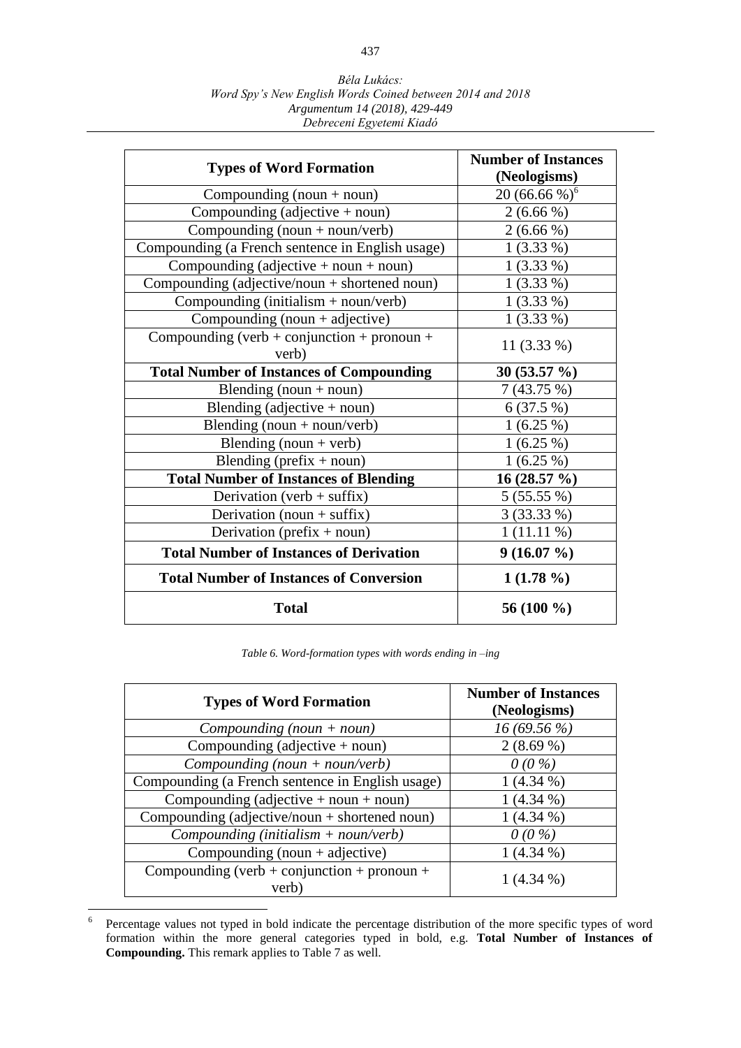| Types of Word Formation | Number of Instances (Neologisms) |
|---|---|
| Compounding (noun + noun) | 20 (66.66 %)[6] |
| Compounding (adjective + noun) | 2 (6.66 %) |
| Compounding (noun + noun/verb) | 2 (6.66 %) |
| Compounding (a French sentence in English usage) | 1 (3.33 %) |
| Compounding (adjective + noun + noun) | 1 (3.33 %) |
| Compounding (adjective/noun + shortened noun) | 1 (3.33 %) |
| Compounding (initialism + noun/verb) | 1 (3.33 %) |
| Compounding (noun + adjective) | 1 (3.33 %) |
| Compounding (verb + conjunction + pronoun + verb) | 11 (3.33 %) |
| **Total Number of Instances of Compounding** | **30 (53.57 %)** |
| Blending (noun + noun) | 7 (43.75 %) |
| Blending (adjective + noun) | 6 (37.5 %) |
| Blending (noun + noun/verb) | 1 (6.25 %) |
| Blending (noun + verb) | 1 (6.25 %) |
| Blending (prefix + noun) | 1 (6.25 %) |
| **Total Number of Instances of Blending** | **16 (28.57 %)** |
| Derivation (verb + suffix) | 5 (55.55 %) |
| Derivation (noun + suffix) | 3 (33.33 %) |
| Derivation (prefix + noun) | 1 (11.11 %) |
| **Total Number of Instances of Derivation** | **9 (16.07 %)** |
| **Total Number of Instances of Conversion** | **1 (1.78 %)** |
| **Total** | **56 (100 %)** |

*Table 6. Word-formation types with words ending in –ing*

| Types of Word Formation | Number of Instances (Neologisms) |
|---|---|
| *Compounding (noun + noun)* | *16 (69.56 %)* |
| Compounding (adjective + noun) | 2 (8.69 %) |
| *Compounding (noun + noun/verb)* | *0 (0 %)* |
| Compounding (a French sentence in English usage) | 1 (4.34 %) |
| Compounding (adjective + noun + noun) | 1 (4.34 %) |
| Compounding (adjective/noun + shortened noun) | 1 (4.34 %) |
| *Compounding (initialism + noun/verb)* | *0 (0 %)* |
| Compounding (noun + adjective) | 1 (4.34 %) |
| Compounding (verb + conjunction + pronoun + verb) | 1 (4.34 %) |

[6] Percentage values not typed in bold indicate the percentage distribution of the more specific types of word formation within the more general categories typed in bold, e.g. **Total Number of Instances of Compounding.** This remark applies to Table 7 as well.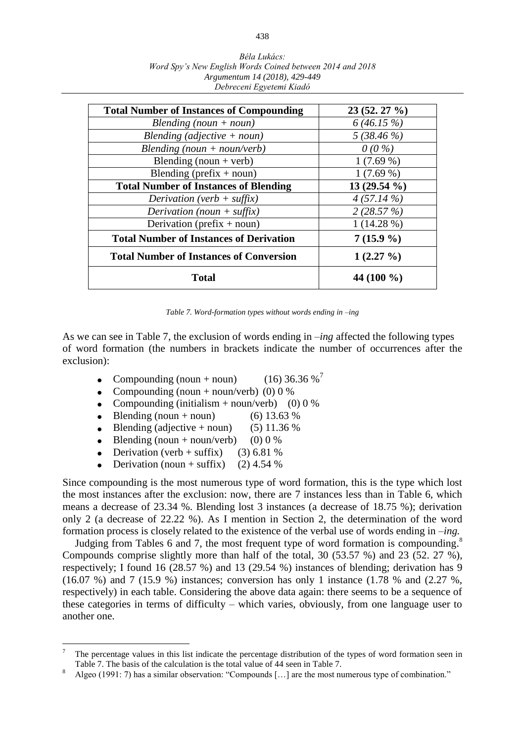| **Total Number of Instances of Compounding** | **23 (52. 27 %)** |
|---|---|
| *Blending (noun + noun)* | *6 (46.15 %)* |
| *Blending (adjective + noun)* | *5 (38.46 %)* |
| *Blending (noun + noun/verb)* | *0 (0 %)* |
| Blending (noun + verb) | 1 (7.69 %) |
| Blending (prefix + noun) | 1 (7.69 %) |
| **Total Number of Instances of Blending** | **13 (29.54 %)** |
| *Derivation (verb + suffix)* | *4 (57.14 %)* |
| *Derivation (noun + suffix)* | *2 (28.57 %)* |
| Derivation (prefix + noun) | 1 (14.28 %) |
| **Total Number of Instances of Derivation** | **7 (15.9 %)** |
| **Total Number of Instances of Conversion** | **1 (2.27 %)** |
| **Total** | **44 (100 %)** |

*Table 7. Word-formation types without words ending in –ing*

As we can see in Table 7, the exclusion of words ending in *–ing* affected the following types of word formation (the numbers in brackets indicate the number of occurrences after the exclusion):

- Compounding (noun + noun) (16) 36.36 %[7]
- Compounding (noun + noun/verb) (0) 0 %
- Compounding (initialism + noun/verb) (0) 0 %
- Blending (noun + noun) (6) 13.63 %
- Blending (adjective + noun) (5) 11.36 %
- Blending (noun + noun/verb) (0) 0 %
- Derivation (verb + suffix) (3) 6.81 %
- Derivation (noun + suffix) (2) 4.54 %

Since compounding is the most numerous type of word formation, this is the type which lost the most instances after the exclusion: now, there are 7 instances less than in Table 6, which means a decrease of 23.34 %. Blending lost 3 instances (a decrease of 18.75 %); derivation only 2 (a decrease of 22.22 %). As I mention in Section 2, the determination of the word formation process is closely related to the existence of the verbal use of words ending in *–ing.*

Judging from Tables 6 and 7, the most frequent type of word formation is compounding.[8] Compounds comprise slightly more than half of the total, 30 (53.57 %) and 23 (52. 27 %), respectively; I found 16 (28.57 %) and 13 (29.54 %) instances of blending; derivation has 9 (16.07 %) and 7 (15.9 %) instances; conversion has only 1 instance (1.78 % and (2.27 %, respectively) in each table. Considering the above data again: there seems to be a sequence of these categories in terms of difficulty – which varies, obviously, from one language user to another one.

[7] The percentage values in this list indicate the percentage distribution of the types of word formation seen in Table 7. The basis of the calculation is the total value of 44 seen in Table 7.

[8] Algeo (1991: 7) has a similar observation: "Compounds […] are the most numerous type of combination."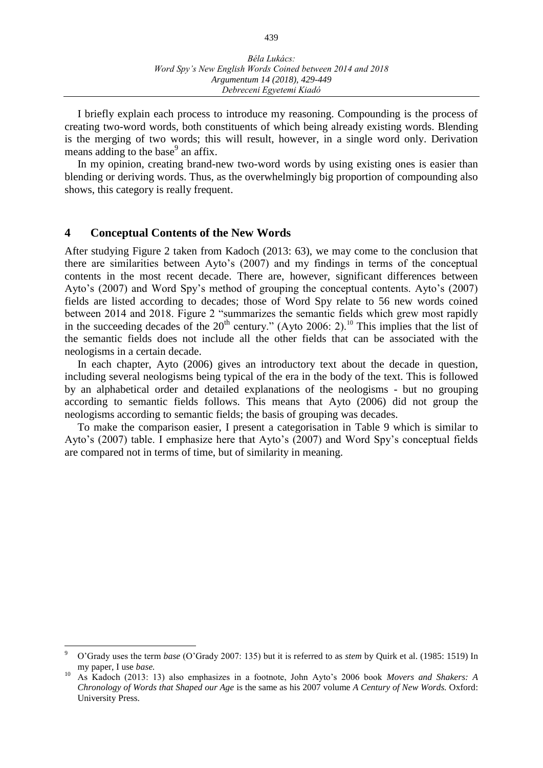I briefly explain each process to introduce my reasoning. Compounding is the process of creating two-word words, both constituents of which being already existing words. Blending is the merging of two words; this will result, however, in a single word only. Derivation means adding to the base[9] an affix.

In my opinion, creating brand-new two-word words by using existing ones is easier than blending or deriving words. Thus, as the overwhelmingly big proportion of compounding also shows, this category is really frequent.

## 4 Conceptual Contents of the New Words

After studying Figure 2 taken from Kadoch (2013: 63), we may come to the conclusion that there are similarities between Ayto's (2007) and my findings in terms of the conceptual contents in the most recent decade. There are, however, significant differences between Ayto's (2007) and Word Spy's method of grouping the conceptual contents. Ayto's (2007) fields are listed according to decades; those of Word Spy relate to 56 new words coined between 2014 and 2018. Figure 2 "summarizes the semantic fields which grew most rapidly in the succeeding decades of the 20th century." (Ayto 2006: 2).[10] This implies that the list of the semantic fields does not include all the other fields that can be associated with the neologisms in a certain decade.

In each chapter, Ayto (2006) gives an introductory text about the decade in question, including several neologisms being typical of the era in the body of the text. This is followed by an alphabetical order and detailed explanations of the neologisms - but no grouping according to semantic fields follows. This means that Ayto (2006) did not group the neologisms according to semantic fields; the basis of grouping was decades.

To make the comparison easier, I present a categorisation in Table 9 which is similar to Ayto's (2007) table. I emphasize here that Ayto's (2007) and Word Spy's conceptual fields are compared not in terms of time, but of similarity in meaning.

---

[9] O'Grady uses the term *base* (O'Grady 2007: 135) but it is referred to as *stem* by Quirk et al. (1985: 1519) In my paper, I use *base.*

[10] As Kadoch (2013: 13) also emphasizes in a footnote, John Ayto's 2006 book *Movers and Shakers: A Chronology of Words that Shaped our Age* is the same as his 2007 volume *A Century of New Words.* Oxford: University Press.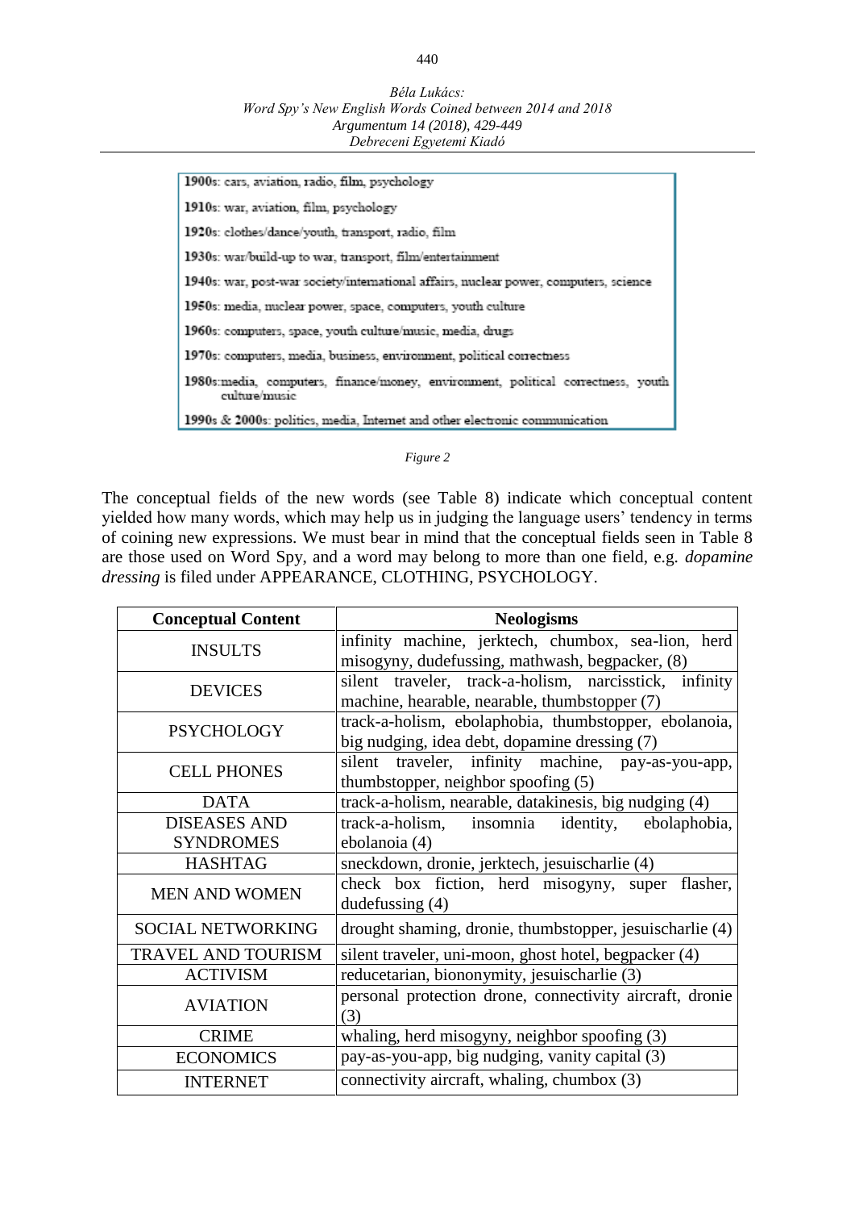1900s: cars, aviation, radio, film, psychology

1910s: war, aviation, film, psychology

1920s: clothes/dance/youth, transport, radio, film

1930s: war/build-up to war, transport, film/entertainment

1940s: war, post-war society/international affairs, nuclear power, computers, science

1950s: media, nuclear power, space, computers, youth culture

1960s: computers, space, youth culture/music, media, drugs

1970s: computers, media, business, environment, political correctness

1980s: media, computers, finance/money, environment, political correctness, youth culture/music

1990s & 2000s: politics, media, Internet and other electronic communication

*Figure 2*

The conceptual fields of the new words (see Table 8) indicate which conceptual content yielded how many words, which may help us in judging the language users' tendency in terms of coining new expressions. We must bear in mind that the conceptual fields seen in Table 8 are those used on Word Spy, and a word may belong to more than one field, e.g. *dopamine dressing* is filed under APPEARANCE, CLOTHING, PSYCHOLOGY.

| Conceptual Content | Neologisms |
|---|---|
| INSULTS | infinity machine, jerktech, chumbox, sea-lion, herd misogyny, dudefussing, mathwash, begpacker, (8) |
| DEVICES | silent traveler, track-a-holism, narcisstick, infinity machine, hearable, nearable, thumbstopper (7) |
| PSYCHOLOGY | track-a-holism, ebolaphobia, thumbstopper, ebolanoia, big nudging, idea debt, dopamine dressing (7) |
| CELL PHONES | silent traveler, infinity machine, pay-as-you-app, thumbstopper, neighbor spoofing (5) |
| DATA | track-a-holism, nearable, datakinesis, big nudging (4) |
| DISEASES AND SYNDROMES | track-a-holism, insomnia identity, ebolaphobia, ebolanoia (4) |
| HASHTAG | sneckdown, dronie, jerktech, jesuischarlie (4) |
| MEN AND WOMEN | check box fiction, herd misogyny, super flasher, dudefussing (4) |
| SOCIAL NETWORKING | drought shaming, dronie, thumbstopper, jesuischarlie (4) |
| TRAVEL AND TOURISM | silent traveler, uni-moon, ghost hotel, begpacker (4) |
| ACTIVISM | reducetarian, biononymity, jesuischarlie (3) |
| AVIATION | personal protection drone, connectivity aircraft, dronie (3) |
| CRIME | whaling, herd misogyny, neighbor spoofing (3) |
| ECONOMICS | pay-as-you-app, big nudging, vanity capital (3) |
| INTERNET | connectivity aircraft, whaling, chumbox (3) |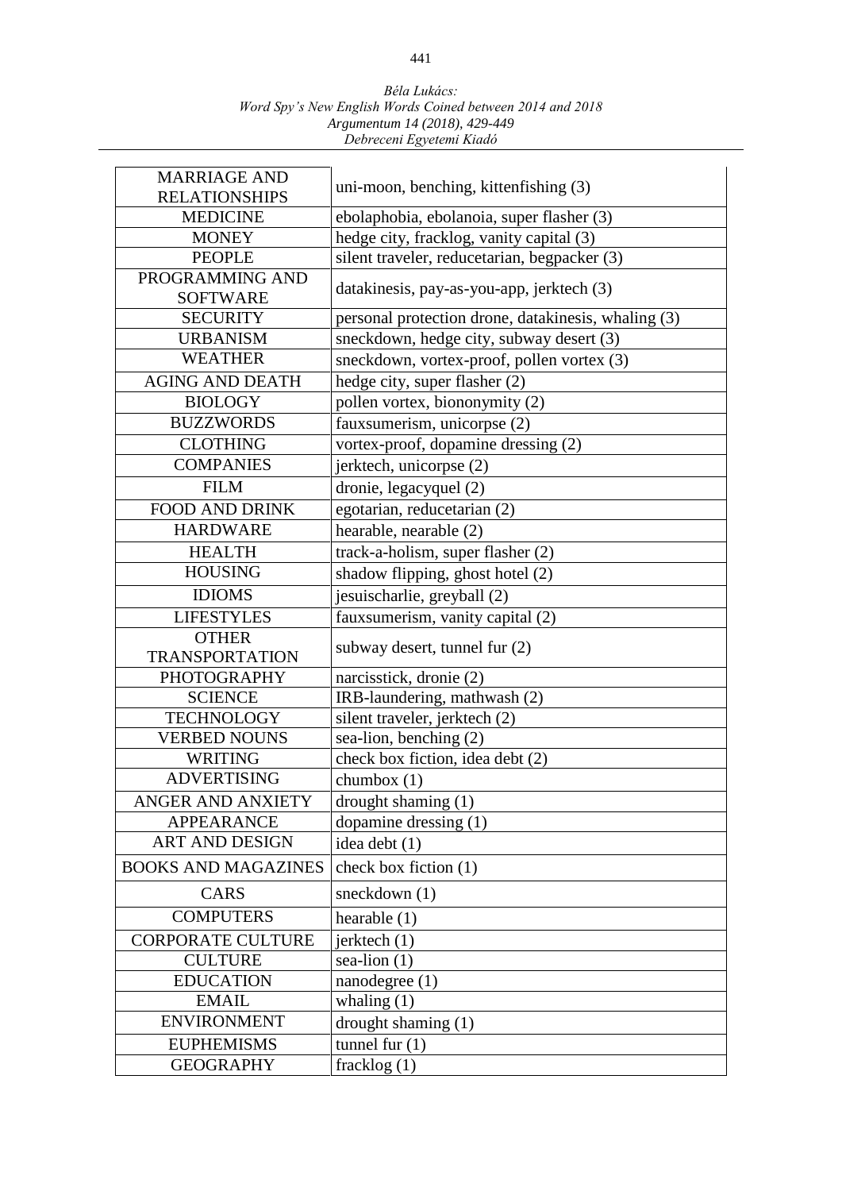| MARRIAGE AND RELATIONSHIPS | uni-moon, benching, kittenfishing (3) |
|---|---|
| MEDICINE | ebolaphobia, ebolanoia, super flasher (3) |
| MONEY | hedge city, fracklog, vanity capital (3) |
| PEOPLE | silent traveler, reducetarian, begpacker (3) |
| PROGRAMMING AND SOFTWARE | datakinesis, pay-as-you-app, jerktech (3) |
| SECURITY | personal protection drone, datakinesis, whaling (3) |
| URBANISM | sneckdown, hedge city, subway desert (3) |
| WEATHER | sneckdown, vortex-proof, pollen vortex (3) |
| AGING AND DEATH | hedge city, super flasher (2) |
| BIOLOGY | pollen vortex, biononymity (2) |
| BUZZWORDS | fauxsumerism, unicorpse (2) |
| CLOTHING | vortex-proof, dopamine dressing (2) |
| COMPANIES | jerktech, unicorpse (2) |
| FILM | dronie, legacyquel (2) |
| FOOD AND DRINK | egotarian, reducetarian (2) |
| HARDWARE | hearable, nearable (2) |
| HEALTH | track-a-holism, super flasher (2) |
| HOUSING | shadow flipping, ghost hotel (2) |
| IDIOMS | jesuischarlie, greyball (2) |
| LIFESTYLES | fauxsumerism, vanity capital (2) |
| OTHER TRANSPORTATION | subway desert, tunnel fur (2) |
| PHOTOGRAPHY | narcisstick, dronie (2) |
| SCIENCE | IRB-laundering, mathwash (2) |
| TECHNOLOGY | silent traveler, jerktech (2) |
| VERBED NOUNS | sea-lion, benching (2) |
| WRITING | check box fiction, idea debt (2) |
| ADVERTISING | chumbox (1) |
| ANGER AND ANXIETY | drought shaming (1) |
| APPEARANCE | dopamine dressing (1) |
| ART AND DESIGN | idea debt (1) |
| BOOKS AND MAGAZINES | check box fiction (1) |
| CARS | sneckdown (1) |
| COMPUTERS | hearable (1) |
| CORPORATE CULTURE | jerktech (1) |
| CULTURE | sea-lion (1) |
| EDUCATION | nanodegree (1) |
| EMAIL | whaling (1) |
| ENVIRONMENT | drought shaming (1) |
| EUPHEMISMS | tunnel fur (1) |
| GEOGRAPHY | fracklog (1) |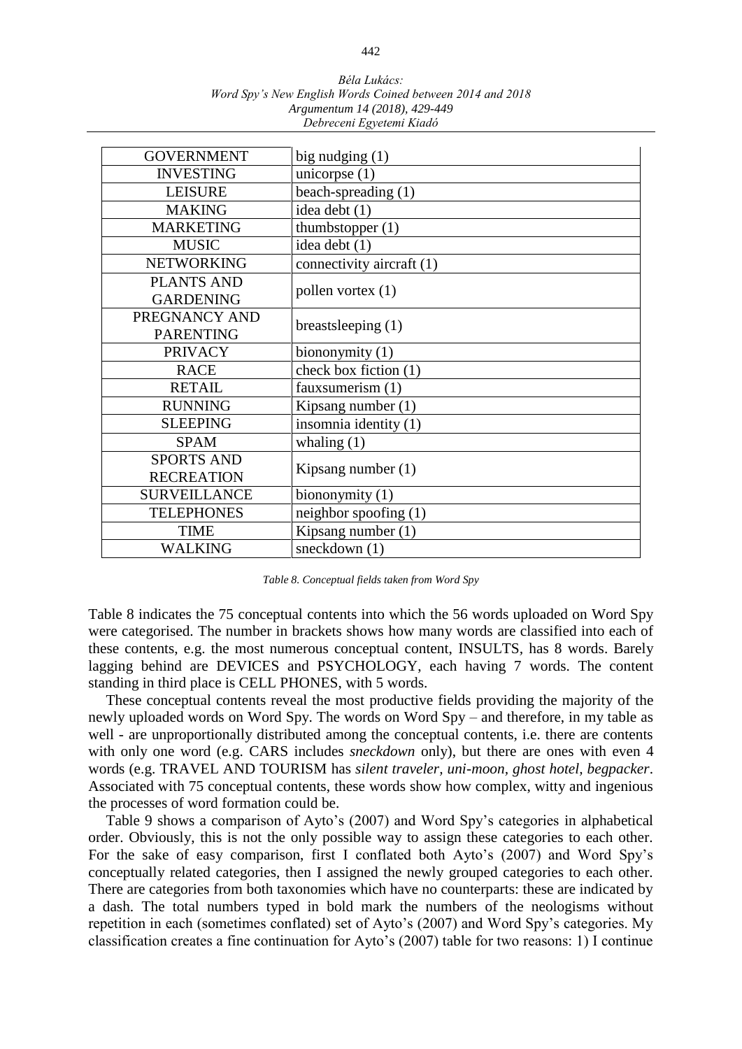| GOVERNMENT | big nudging (1) |
|---|---|
| INVESTING | unicorpse (1) |
| LEISURE | beach-spreading (1) |
| MAKING | idea debt (1) |
| MARKETING | thumbstopper (1) |
| MUSIC | idea debt (1) |
| NETWORKING | connectivity aircraft (1) |
| PLANTS AND GARDENING | pollen vortex (1) |
| PREGNANCY AND PARENTING | breastsleeping (1) |
| PRIVACY | biononymity (1) |
| RACE | check box fiction (1) |
| RETAIL | fauxsumerism (1) |
| RUNNING | Kipsang number (1) |
| SLEEPING | insomnia identity (1) |
| SPAM | whaling (1) |
| SPORTS AND RECREATION | Kipsang number (1) |
| SURVEILLANCE | biononymity (1) |
| TELEPHONES | neighbor spoofing (1) |
| TIME | Kipsang number (1) |
| WALKING | sneckdown (1) |

*Table 8. Conceptual fields taken from Word Spy*

Table 8 indicates the 75 conceptual contents into which the 56 words uploaded on Word Spy were categorised. The number in brackets shows how many words are classified into each of these contents, e.g. the most numerous conceptual content, INSULTS, has 8 words. Barely lagging behind are DEVICES and PSYCHOLOGY, each having 7 words. The content standing in third place is CELL PHONES, with 5 words.

These conceptual contents reveal the most productive fields providing the majority of the newly uploaded words on Word Spy. The words on Word Spy – and therefore, in my table as well - are unproportionally distributed among the conceptual contents, i.e. there are contents with only one word (e.g. CARS includes *sneckdown* only), but there are ones with even 4 words (e.g. TRAVEL AND TOURISM has *silent traveler, uni-moon, ghost hotel, begpacker*. Associated with 75 conceptual contents, these words show how complex, witty and ingenious the processes of word formation could be.

Table 9 shows a comparison of Ayto's (2007) and Word Spy's categories in alphabetical order. Obviously, this is not the only possible way to assign these categories to each other. For the sake of easy comparison, first I conflated both Ayto's (2007) and Word Spy's conceptually related categories, then I assigned the newly grouped categories to each other. There are categories from both taxonomies which have no counterparts: these are indicated by a dash. The total numbers typed in bold mark the numbers of the neologisms without repetition in each (sometimes conflated) set of Ayto's (2007) and Word Spy's categories. My classification creates a fine continuation for Ayto's (2007) table for two reasons: 1) I continue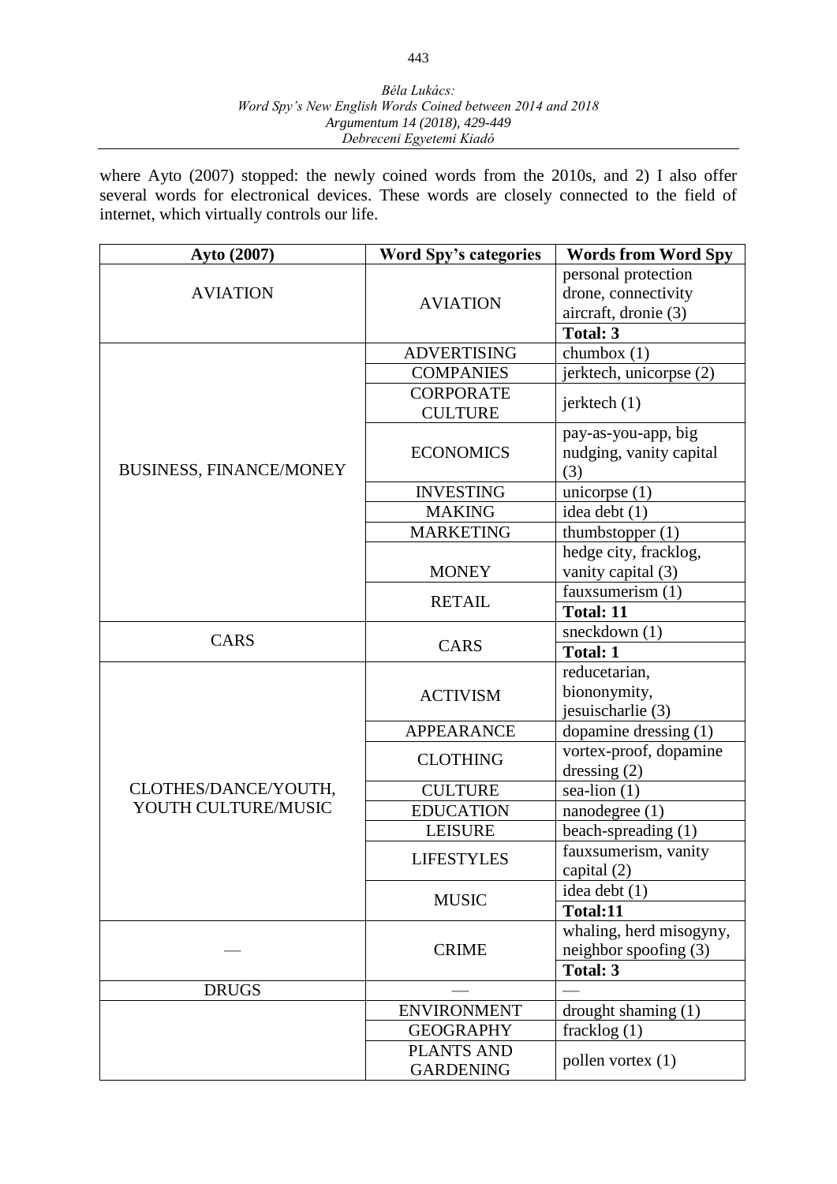where Ayto (2007) stopped: the newly coined words from the 2010s, and 2) I also offer several words for electronical devices. These words are closely connected to the field of internet, which virtually controls our life.

| Ayto (2007) | Word Spy's categories | Words from Word Spy |
|---|---|---|
| AVIATION | AVIATION | personal protection drone, connectivity aircraft, dronie (3) |
| | | **Total: 3** |
| BUSINESS, FINANCE/MONEY | ADVERTISING | chumbox (1) |
| | COMPANIES | jerktech, unicorpse (2) |
| | CORPORATE CULTURE | jerktech (1) |
| | ECONOMICS | pay-as-you-app, big nudging, vanity capital (3) |
| | INVESTING | unicorpse (1) |
| | MAKING | idea debt (1) |
| | MARKETING | thumbstopper (1) |
| | MONEY | hedge city, fracklog, vanity capital (3) |
| | RETAIL | fauxsumerism (1) |
| | | **Total: 11** |
| CARS | CARS | sneckdown (1) |
| | | **Total: 1** |
| CLOTHES/DANCE/YOUTH, YOUTH CULTURE/MUSIC | ACTIVISM | reducetarian, biononymity, jesuischarlie (3) |
| | APPEARANCE | dopamine dressing (1) |
| | CLOTHING | vortex-proof, dopamine dressing (2) |
| | CULTURE | sea-lion (1) |
| | EDUCATION | nanodegree (1) |
| | LEISURE | beach-spreading (1) |
| | LIFESTYLES | fauxsumerism, vanity capital (2) |
| | MUSIC | idea debt (1) |
| | | **Total:11** |
| — | CRIME | whaling, herd misogyny, neighbor spoofing (3) |
| | | **Total: 3** |
| DRUGS | — | — |
| | ENVIRONMENT | drought shaming (1) |
| | GEOGRAPHY | fracklog (1) |
| | PLANTS AND GARDENING | pollen vortex (1) |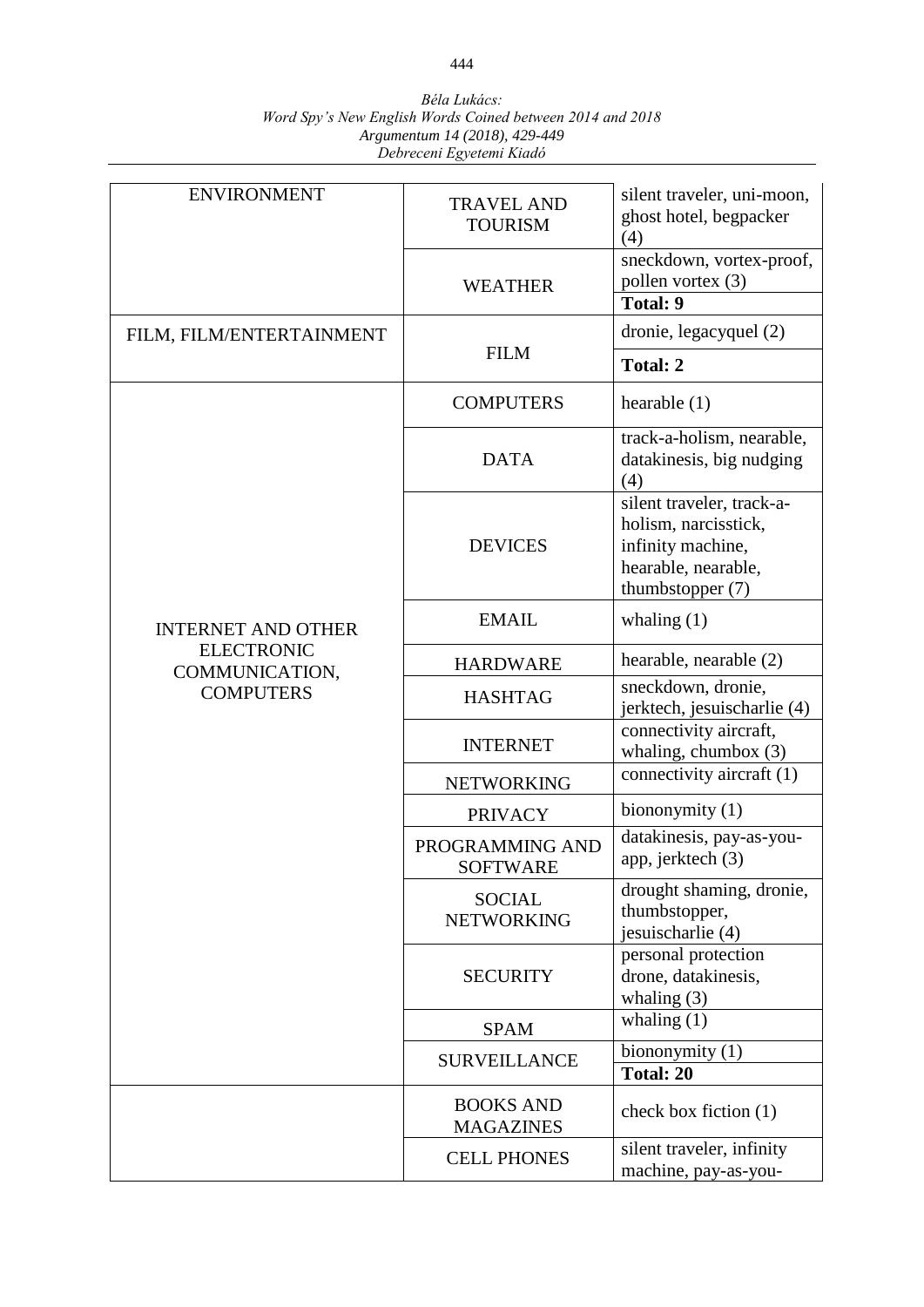| | | |
|---|---|---|
| ENVIRONMENT | TRAVEL AND TOURISM | silent traveler, uni-moon, ghost hotel, begpacker (4) |
| | WEATHER | sneckdown, vortex-proof, pollen vortex (3) |
| | | **Total: 9** |
| FILM, FILM/ENTERTAINMENT | FILM | dronie, legacyquel (2) |
| | | **Total: 2** |
| INTERNET AND OTHER ELECTRONIC COMMUNICATION, COMPUTERS | COMPUTERS | hearable (1) |
| | DATA | track-a-holism, nearable, datakinesis, big nudging (4) |
| | DEVICES | silent traveler, track-a-holism, narcisstick, infinity machine, hearable, nearable, thumbstopper (7) |
| | EMAIL | whaling (1) |
| | HARDWARE | hearable, nearable (2) |
| | HASHTAG | sneckdown, dronie, jerktech, jesuischarlie (4) |
| | INTERNET | connectivity aircraft, whaling, chumbox (3) |
| | NETWORKING | connectivity aircraft (1) |
| | PRIVACY | biononymity (1) |
| | PROGRAMMING AND SOFTWARE | datakinesis, pay-as-you-app, jerktech (3) |
| | SOCIAL NETWORKING | drought shaming, dronie, thumbstopper, jesuischarlie (4) |
| | SECURITY | personal protection drone, datakinesis, whaling (3) |
| | SPAM | whaling (1) |
| | SURVEILLANCE | biononymity (1) |
| | | **Total: 20** |
| | BOOKS AND MAGAZINES | check box fiction (1) |
| | CELL PHONES | silent traveler, infinity machine, pay-as-you- |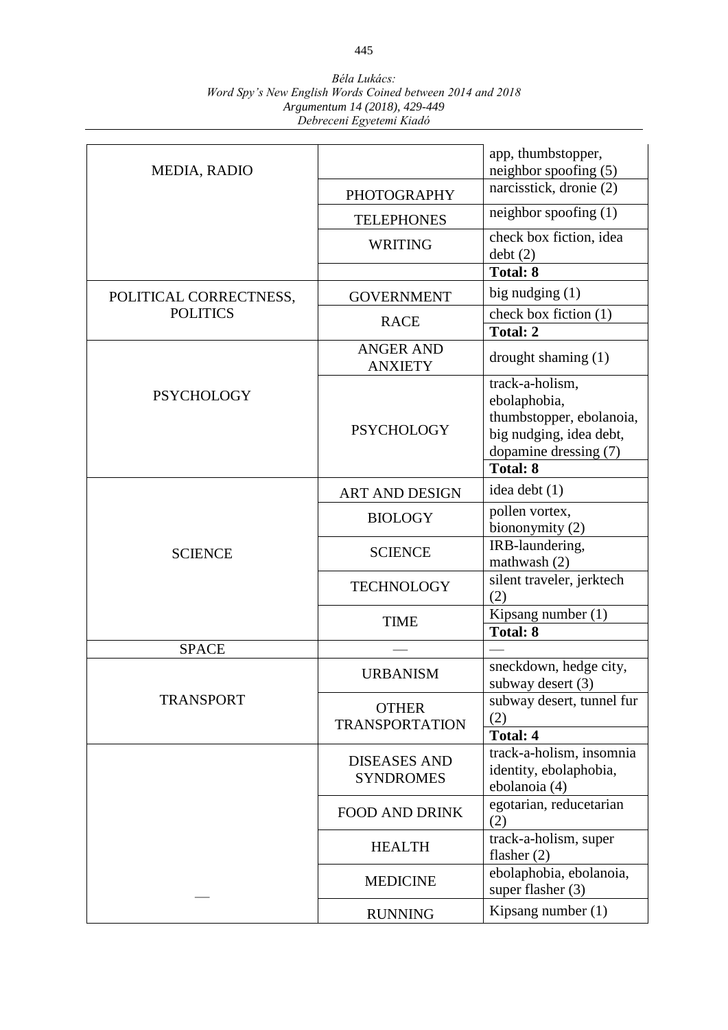| | | |
|---|---|---|
| MEDIA, RADIO | | app, thumbstopper, neighbor spoofing (5) |
| | PHOTOGRAPHY | narcisstick, dronie (2) |
| | TELEPHONES | neighbor spoofing (1) |
| | WRITING | check box fiction, idea debt (2) |
| | | **Total: 8** |
| POLITICAL CORRECTNESS, POLITICS | GOVERNMENT | big nudging (1) |
| | RACE | check box fiction (1) |
| | | **Total: 2** |
| PSYCHOLOGY | ANGER AND ANXIETY | drought shaming (1) |
| | PSYCHOLOGY | track-a-holism, ebolaphobia, thumbstopper, ebolanoia, big nudging, idea debt, dopamine dressing (7) |
| | | **Total: 8** |
| SCIENCE | ART AND DESIGN | idea debt (1) |
| | BIOLOGY | pollen vortex, biononymity (2) |
| | SCIENCE | IRB-laundering, mathwash (2) |
| | TECHNOLOGY | silent traveler, jerktech (2) |
| | TIME | Kipsang number (1) |
| | | **Total: 8** |
| SPACE | — | — |
| TRANSPORT | URBANISM | sneckdown, hedge city, subway desert (3) |
| | OTHER TRANSPORTATION | subway desert, tunnel fur (2) |
| | | **Total: 4** |
| — | DISEASES AND SYNDROMES | track-a-holism, insomnia identity, ebolaphobia, ebolanoia (4) |
| | FOOD AND DRINK | egotarian, reducetarian (2) |
| | HEALTH | track-a-holism, super flasher (2) |
| | MEDICINE | ebolaphobia, ebolanoia, super flasher (3) |
| | RUNNING | Kipsang number (1) |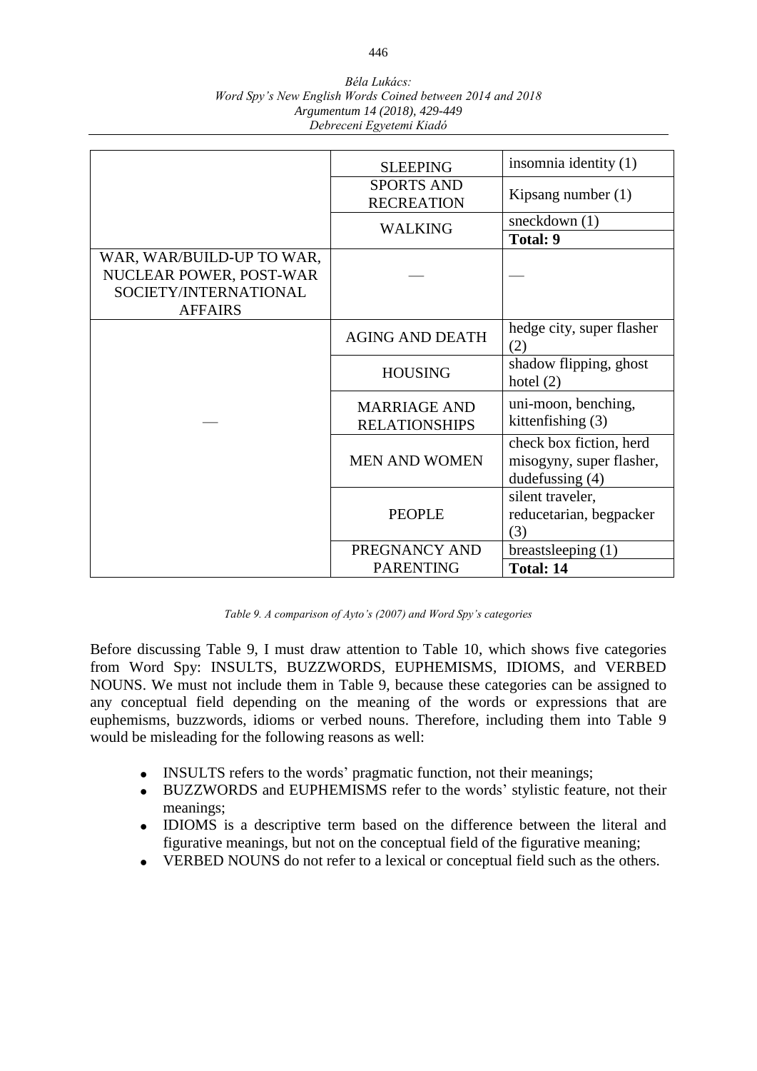| | | |
|---|---|---|
| | SLEEPING | insomnia identity (1) |
| | SPORTS AND RECREATION | Kipsang number (1) |
| | WALKING | sneckdown (1) |
| | | **Total: 9** |
| WAR, WAR/BUILD-UP TO WAR, NUCLEAR POWER, POST-WAR SOCIETY/INTERNATIONAL AFFAIRS | — | — |
| — | AGING AND DEATH | hedge city, super flasher (2) |
| | HOUSING | shadow flipping, ghost hotel (2) |
| | MARRIAGE AND RELATIONSHIPS | uni-moon, benching, kittenfishing (3) |
| | MEN AND WOMEN | check box fiction, herd misogyny, super flasher, dudefussing (4) |
| | PEOPLE | silent traveler, reducetarian, begpacker (3) |
| | PREGNANCY AND PARENTING | breastsleeping (1) |
| | | **Total: 14** |

*Table 9. A comparison of Ayto's (2007) and Word Spy's categories*

Before discussing Table 9, I must draw attention to Table 10, which shows five categories from Word Spy: INSULTS, BUZZWORDS, EUPHEMISMS, IDIOMS, and VERBED NOUNS. We must not include them in Table 9, because these categories can be assigned to any conceptual field depending on the meaning of the words or expressions that are euphemisms, buzzwords, idioms or verbed nouns. Therefore, including them into Table 9 would be misleading for the following reasons as well:

- INSULTS refers to the words' pragmatic function, not their meanings;
- BUZZWORDS and EUPHEMISMS refer to the words' stylistic feature, not their meanings;
- IDIOMS is a descriptive term based on the difference between the literal and figurative meanings, but not on the conceptual field of the figurative meaning;
- VERBED NOUNS do not refer to a lexical or conceptual field such as the others.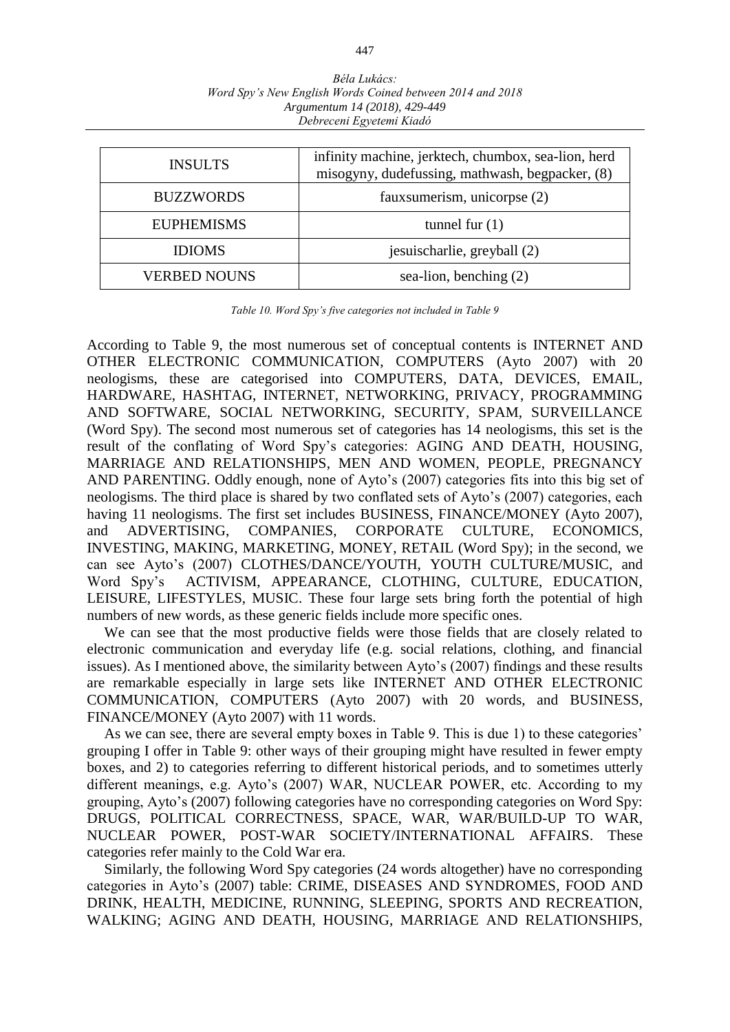| INSULTS | infinity machine, jerktech, chumbox, sea-lion, herd misogyny, dudefussing, mathwash, begpacker, (8) |
|---|---|
| BUZZWORDS | fauxsumerism, unicorpse (2) |
| EUPHEMISMS | tunnel fur (1) |
| IDIOMS | jesuischarlie, greyball (2) |
| VERBED NOUNS | sea-lion, benching (2) |

*Table 10. Word Spy's five categories not included in Table 9*

According to Table 9, the most numerous set of conceptual contents is INTERNET AND OTHER ELECTRONIC COMMUNICATION, COMPUTERS (Ayto 2007) with 20 neologisms, these are categorised into COMPUTERS, DATA, DEVICES, EMAIL, HARDWARE, HASHTAG, INTERNET, NETWORKING, PRIVACY, PROGRAMMING AND SOFTWARE, SOCIAL NETWORKING, SECURITY, SPAM, SURVEILLANCE (Word Spy). The second most numerous set of categories has 14 neologisms, this set is the result of the conflating of Word Spy's categories: AGING AND DEATH, HOUSING, MARRIAGE AND RELATIONSHIPS, MEN AND WOMEN, PEOPLE, PREGNANCY AND PARENTING. Oddly enough, none of Ayto's (2007) categories fits into this big set of neologisms. The third place is shared by two conflated sets of Ayto's (2007) categories, each having 11 neologisms. The first set includes BUSINESS, FINANCE/MONEY (Ayto 2007), and ADVERTISING, COMPANIES, CORPORATE CULTURE, ECONOMICS, INVESTING, MAKING, MARKETING, MONEY, RETAIL (Word Spy); in the second, we can see Ayto's (2007) CLOTHES/DANCE/YOUTH, YOUTH CULTURE/MUSIC, and Word Spy's ACTIVISM, APPEARANCE, CLOTHING, CULTURE, EDUCATION, LEISURE, LIFESTYLES, MUSIC. These four large sets bring forth the potential of high numbers of new words, as these generic fields include more specific ones.

We can see that the most productive fields were those fields that are closely related to electronic communication and everyday life (e.g. social relations, clothing, and financial issues). As I mentioned above, the similarity between Ayto's (2007) findings and these results are remarkable especially in large sets like INTERNET AND OTHER ELECTRONIC COMMUNICATION, COMPUTERS (Ayto 2007) with 20 words, and BUSINESS, FINANCE/MONEY (Ayto 2007) with 11 words.

As we can see, there are several empty boxes in Table 9. This is due 1) to these categories' grouping I offer in Table 9: other ways of their grouping might have resulted in fewer empty boxes, and 2) to categories referring to different historical periods, and to sometimes utterly different meanings, e.g. Ayto's (2007) WAR, NUCLEAR POWER, etc. According to my grouping, Ayto's (2007) following categories have no corresponding categories on Word Spy: DRUGS, POLITICAL CORRECTNESS, SPACE, WAR, WAR/BUILD-UP TO WAR, NUCLEAR POWER, POST-WAR SOCIETY/INTERNATIONAL AFFAIRS. These categories refer mainly to the Cold War era.

Similarly, the following Word Spy categories (24 words altogether) have no corresponding categories in Ayto's (2007) table: CRIME, DISEASES AND SYNDROMES, FOOD AND DRINK, HEALTH, MEDICINE, RUNNING, SLEEPING, SPORTS AND RECREATION, WALKING; AGING AND DEATH, HOUSING, MARRIAGE AND RELATIONSHIPS,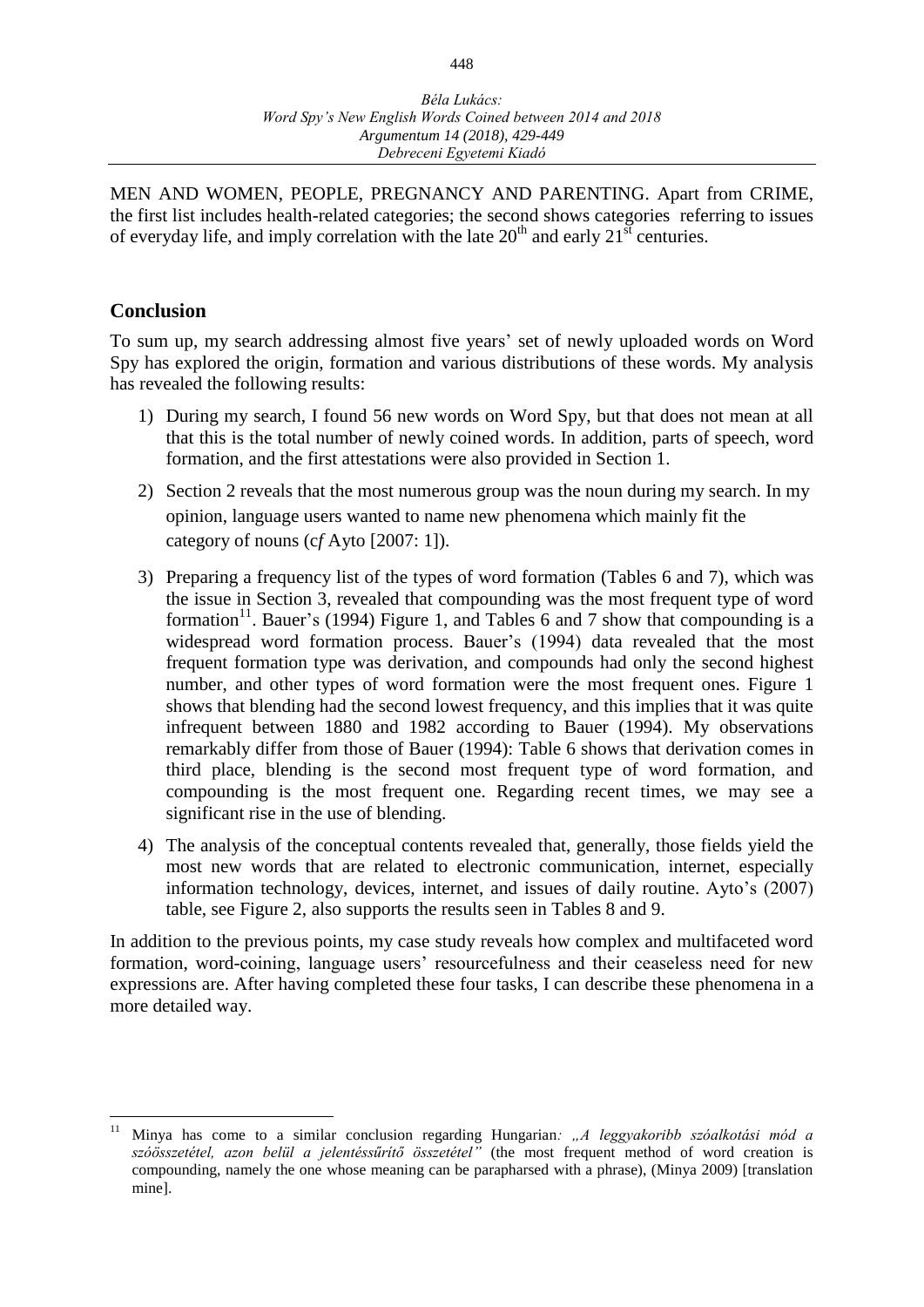MEN AND WOMEN, PEOPLE, PREGNANCY AND PARENTING. Apart from CRIME, the first list includes health-related categories; the second shows categories referring to issues of everyday life, and imply correlation with the late $20^{th}$ and early $21^{st}$ centuries.

## Conclusion

To sum up, my search addressing almost five years' set of newly uploaded words on Word Spy has explored the origin, formation and various distributions of these words. My analysis has revealed the following results:

1) During my search, I found 56 new words on Word Spy, but that does not mean at all that this is the total number of newly coined words. In addition, parts of speech, word formation, and the first attestations were also provided in Section 1.
2) Section 2 reveals that the most numerous group was the noun during my search. In my opinion, language users wanted to name new phenomena which mainly fit the category of nouns (c*f* Ayto [2007: 1]).
3) Preparing a frequency list of the types of word formation (Tables 6 and 7), which was the issue in Section 3, revealed that compounding was the most frequent type of word formation[11]. Bauer's (1994) Figure 1, and Tables 6 and 7 show that compounding is a widespread word formation process. Bauer's (1994) data revealed that the most frequent formation type was derivation, and compounds had only the second highest number, and other types of word formation were the most frequent ones. Figure 1 shows that blending had the second lowest frequency, and this implies that it was quite infrequent between 1880 and 1982 according to Bauer (1994). My observations remarkably differ from those of Bauer (1994): Table 6 shows that derivation comes in third place, blending is the second most frequent type of word formation, and compounding is the most frequent one. Regarding recent times, we may see a significant rise in the use of blending.
4) The analysis of the conceptual contents revealed that, generally, those fields yield the most new words that are related to electronic communication, internet, especially information technology, devices, internet, and issues of daily routine. Ayto's (2007) table, see Figure 2, also supports the results seen in Tables 8 and 9.

In addition to the previous points, my case study reveals how complex and multifaceted word formation, word-coining, language users' resourcefulness and their ceaseless need for new expressions are. After having completed these four tasks, I can describe these phenomena in a more detailed way.

---

[11] Minya has come to a similar conclusion regarding Hungarian*: „A leggyakoribb szóalkotási mód a szóösszetétel, azon belül a jelentéssűrítő összetétel"* (the most frequent method of word creation is compounding, namely the one whose meaning can be parapharsed with a phrase), (Minya 2009) [translation mine].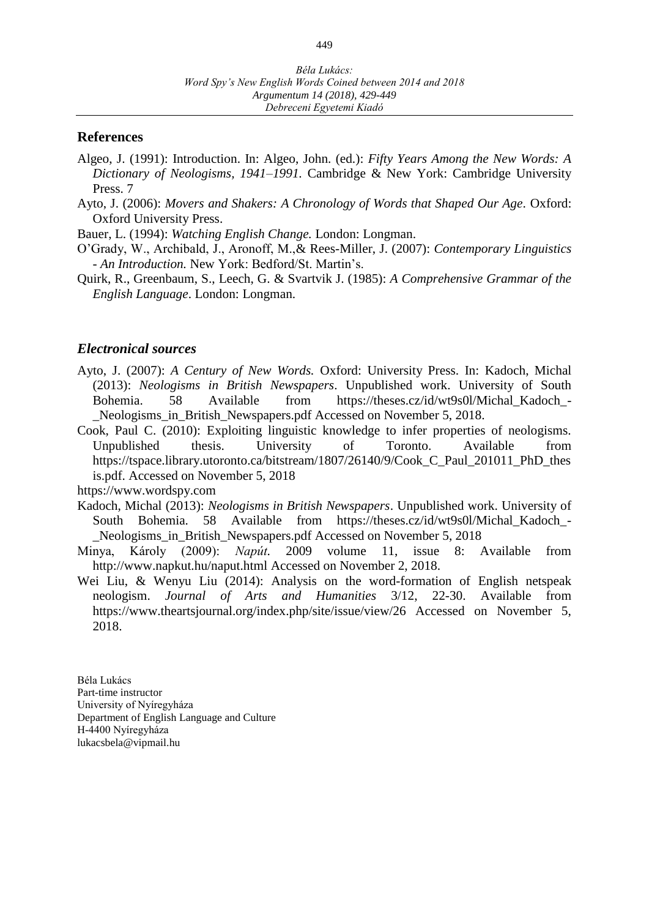## References

Algeo, J. (1991): Introduction. In: Algeo, John. (ed.): *Fifty Years Among the New Words: A Dictionary of Neologisms, 1941–1991.* Cambridge & New York: Cambridge University Press. 7

Ayto, J. (2006): *Movers and Shakers: A Chronology of Words that Shaped Our Age*. Oxford: Oxford University Press.

Bauer, L. (1994): *Watching English Change.* London: Longman.

O'Grady, W., Archibald, J., Aronoff, M.,& Rees-Miller, J. (2007): *Contemporary Linguistics - An Introduction.* New York: Bedford/St. Martin's.

Quirk, R., Greenbaum, S., Leech, G. & Svartvik J. (1985): *A Comprehensive Grammar of the English Language*. London: Longman.

### *Electronical sources*

Ayto, J. (2007): *A Century of New Words.* Oxford: University Press. In: Kadoch, Michal (2013): *Neologisms in British Newspapers*. Unpublished work. University of South Bohemia. 58 Available from https://theses.cz/id/wt9s0l/Michal_Kadoch_-_Neologisms_in_British_Newspapers.pdf Accessed on November 5, 2018.

Cook, Paul C. (2010): Exploiting linguistic knowledge to infer properties of neologisms. Unpublished thesis. University of Toronto. Available from https://tspace.library.utoronto.ca/bitstream/1807/26140/9/Cook_C_Paul_201011_PhD_thesis.pdf. Accessed on November 5, 2018

https://www.wordspy.com

Kadoch, Michal (2013): *Neologisms in British Newspapers*. Unpublished work. University of South Bohemia. 58 Available from https://theses.cz/id/wt9s0l/Michal_Kadoch_-_Neologisms_in_British_Newspapers.pdf Accessed on November 5, 2018

Minya, Károly (2009): *Napút.* 2009 volume 11, issue 8: Available from http://www.napkut.hu/naput.html Accessed on November 2, 2018.

Wei Liu, & Wenyu Liu (2014): Analysis on the word-formation of English netspeak neologism. *Journal of Arts and Humanities* 3/12, 22-30. Available from https://www.theartsjournal.org/index.php/site/issue/view/26 Accessed on November 5, 2018.

Béla Lukács
Part-time instructor
University of Nyíregyháza
Department of English Language and Culture
H-4400 Nyíregyháza
lukacsbela@vipmail.hu